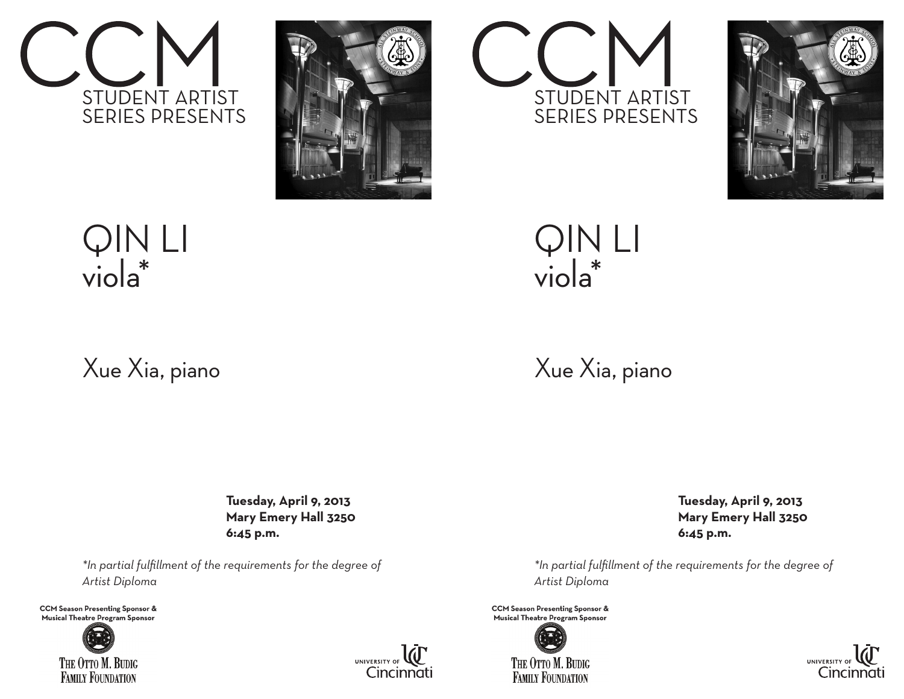# CCM

## STUDENT ARTIST SERIES PRESENTS

# QIN LI
## viola*

Xue Xia, piano

**Tuesday, April 9, 2013**
**Mary Emery Hall 3250**
**6:45 p.m.**

**Tuesday, April 9, 2013**
**Mary Emery Hall 3250**
**6:45 p.m.**

*\*In partial fulfillment of the requirements for the degree of Artist Diploma*

**CCM Season Presenting Sponsor & Musical Theatre Program Sponsor**

The Otto M. Budig Family Foundation

University of Cincinnati

# CCM

## STUDENT ARTIST SERIES PRESENTS

# QIN LI
## viola*

Xue Xia, piano

*\*In partial fulfillment of the requirements for the degree of Artist Diploma*

**CCM Season Presenting Sponsor & Musical Theatre Program Sponsor**

The Otto M. Budig Family Foundation

University of Cincinnati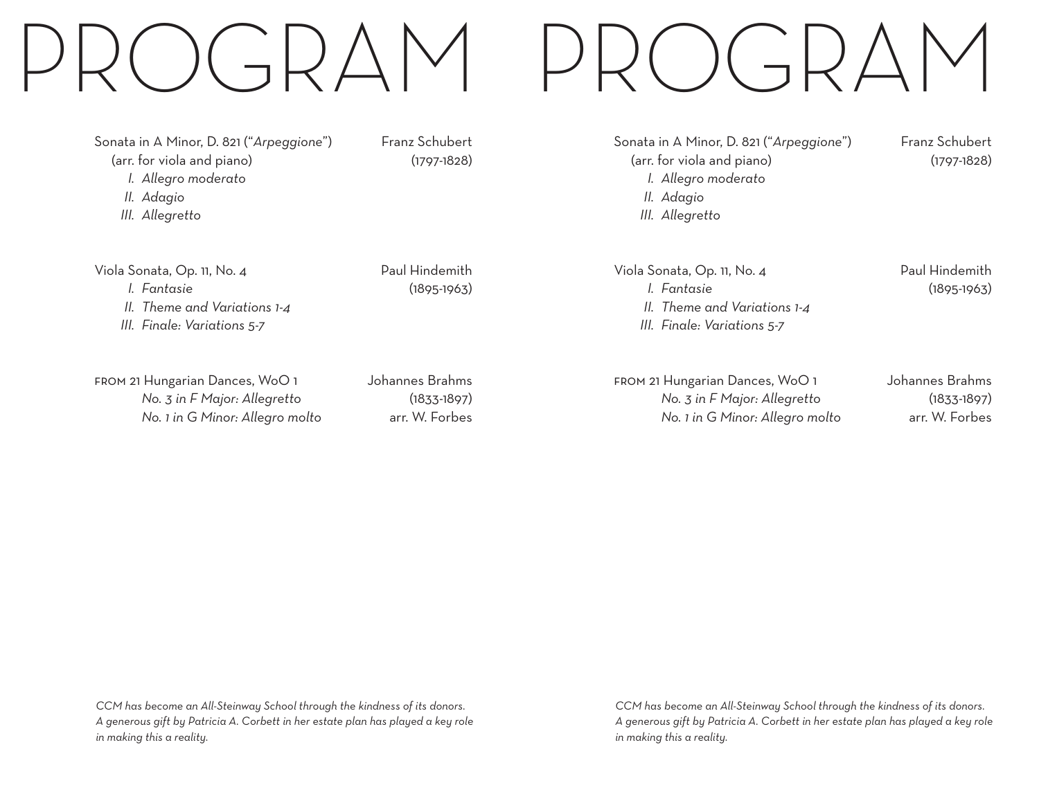# PROGRAM

Sonata in A Minor, D. 821 ("*Arpeggione*") — Franz Schubert (1797-1828)
(arr. for viola and piano)

I. *Allegro moderato*
II. *Adagio*
III. *Allegretto*

Viola Sonata, Op. 11, No. 4 — Paul Hindemith (1895-1963)

I. *Fantasie*
II. *Theme and Variations 1-4*
III. *Finale: Variations 5-7*

FROM 21 Hungarian Dances, WoO 1 — Johannes Brahms (1833-1897), arr. W. Forbes

*No. 3 in F Major: Allegretto*
*No. 1 in G Minor: Allegro molto*

*CCM has become an All-Steinway School through the kindness of its donors. A generous gift by Patricia A. Corbett in her estate plan has played a key role in making this a reality.*

# PROGRAM

Sonata in A Minor, D. 821 ("*Arpeggione*") — Franz Schubert (1797-1828)
(arr. for viola and piano)

I. *Allegro moderato*
II. *Adagio*
III. *Allegretto*

Viola Sonata, Op. 11, No. 4 — Paul Hindemith (1895-1963)

I. *Fantasie*
II. *Theme and Variations 1-4*
III. *Finale: Variations 5-7*

FROM 21 Hungarian Dances, WoO 1 — Johannes Brahms (1833-1897), arr. W. Forbes

*No. 3 in F Major: Allegretto*
*No. 1 in G Minor: Allegro molto*

*CCM has become an All-Steinway School through the kindness of its donors. A generous gift by Patricia A. Corbett in her estate plan has played a key role in making this a reality.*